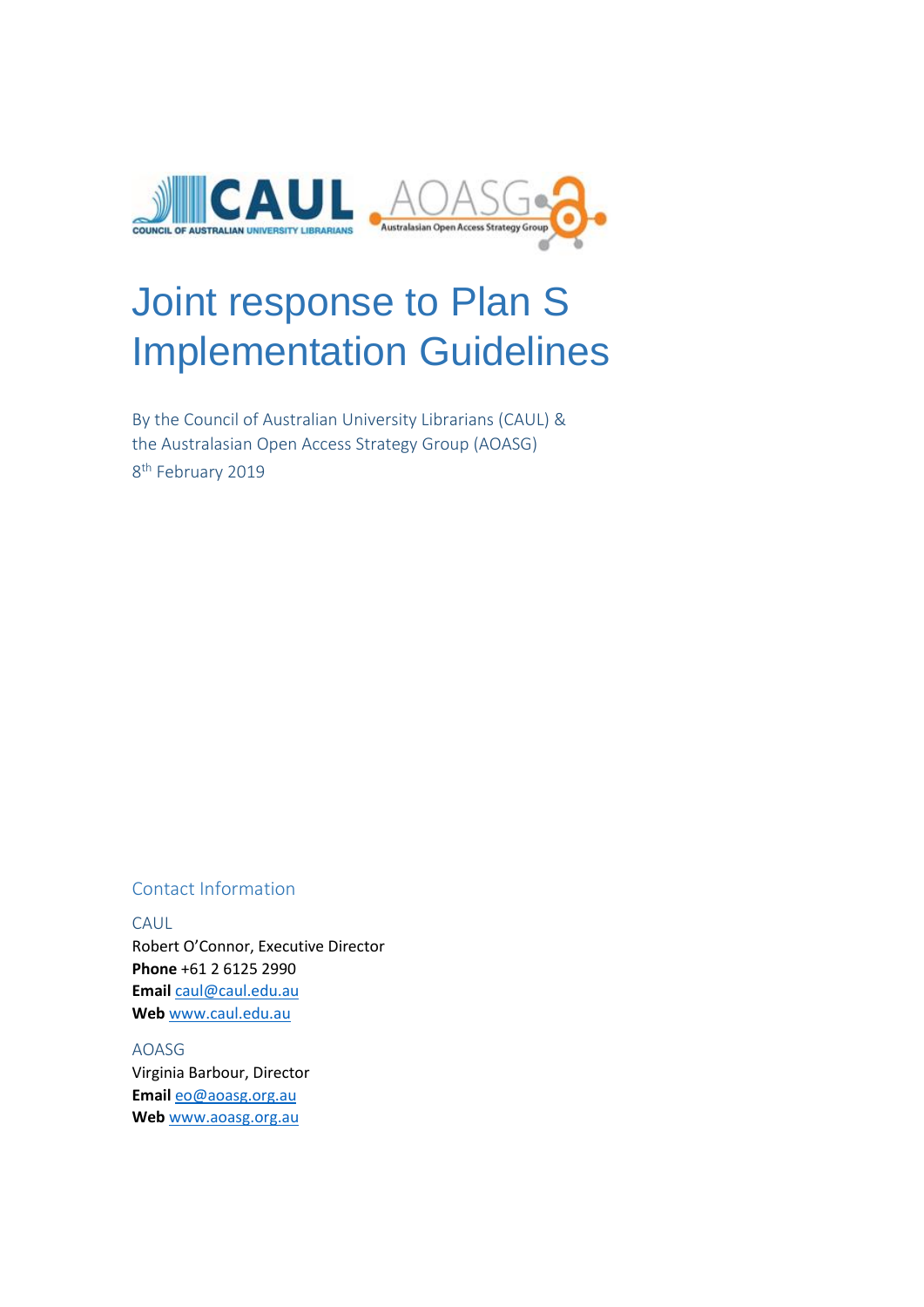# Joint response to Plan S Implementation Guidelines

By the Council of Australian University Librarians (CAUL) & the Australasian Open Access Strategy Group (AOASG)
8th February 2019

## Contact Information

### CAUL

Robert O'Connor, Executive Director
**Phone** +61 2 6125 2990
**Email** caul@caul.edu.au
**Web** www.caul.edu.au

### AOASG

Virginia Barbour, Director
**Email** eo@aoasg.org.au
**Web** www.aoasg.org.au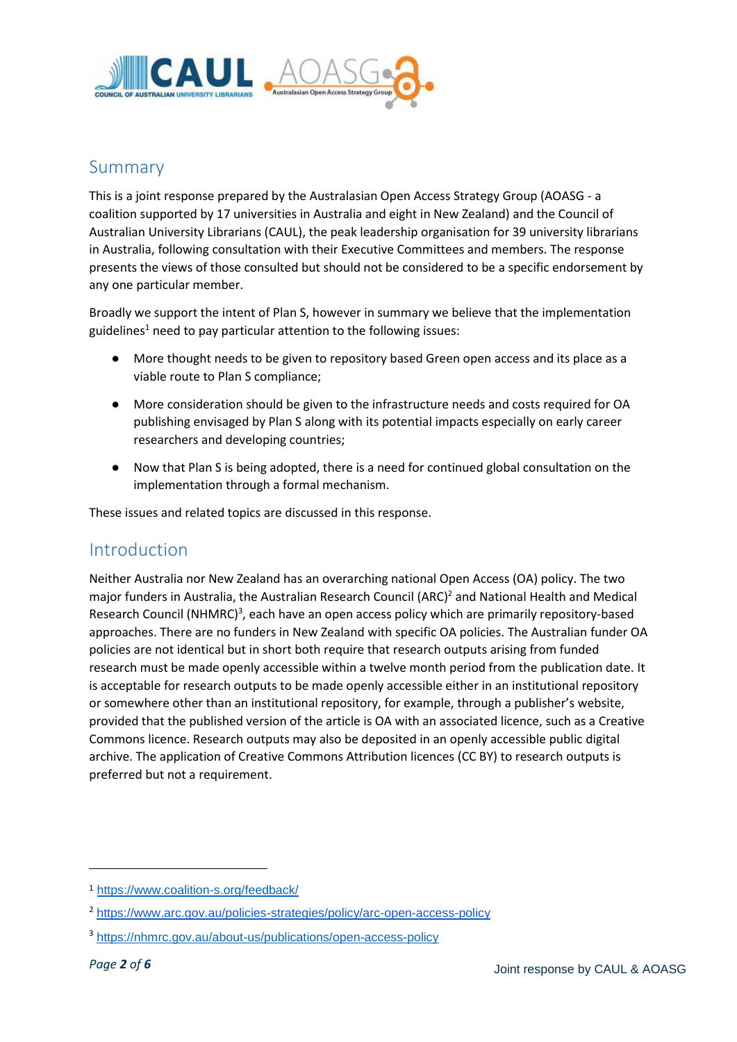## Summary

This is a joint response prepared by the Australasian Open Access Strategy Group (AOASG - a coalition supported by 17 universities in Australia and eight in New Zealand) and the Council of Australian University Librarians (CAUL), the peak leadership organisation for 39 university librarians in Australia, following consultation with their Executive Committees and members. The response presents the views of those consulted but should not be considered to be a specific endorsement by any one particular member.

Broadly we support the intent of Plan S, however in summary we believe that the implementation guidelines[1] need to pay particular attention to the following issues:

- More thought needs to be given to repository based Green open access and its place as a viable route to Plan S compliance;
- More consideration should be given to the infrastructure needs and costs required for OA publishing envisaged by Plan S along with its potential impacts especially on early career researchers and developing countries;
- Now that Plan S is being adopted, there is a need for continued global consultation on the implementation through a formal mechanism.

These issues and related topics are discussed in this response.

## Introduction

Neither Australia nor New Zealand has an overarching national Open Access (OA) policy. The two major funders in Australia, the Australian Research Council (ARC)[2] and National Health and Medical Research Council (NHMRC)[3], each have an open access policy which are primarily repository-based approaches. There are no funders in New Zealand with specific OA policies. The Australian funder OA policies are not identical but in short both require that research outputs arising from funded research must be made openly accessible within a twelve month period from the publication date. It is acceptable for research outputs to be made openly accessible either in an institutional repository or somewhere other than an institutional repository, for example, through a publisher's website, provided that the published version of the article is OA with an associated licence, such as a Creative Commons licence. Research outputs may also be deposited in an openly accessible public digital archive. The application of Creative Commons Attribution licences (CC BY) to research outputs is preferred but not a requirement.

---

[1] https://www.coalition-s.org/feedback/

[2] https://www.arc.gov.au/policies-strategies/policy/arc-open-access-policy

[3] https://nhmrc.gov.au/about-us/publications/open-access-policy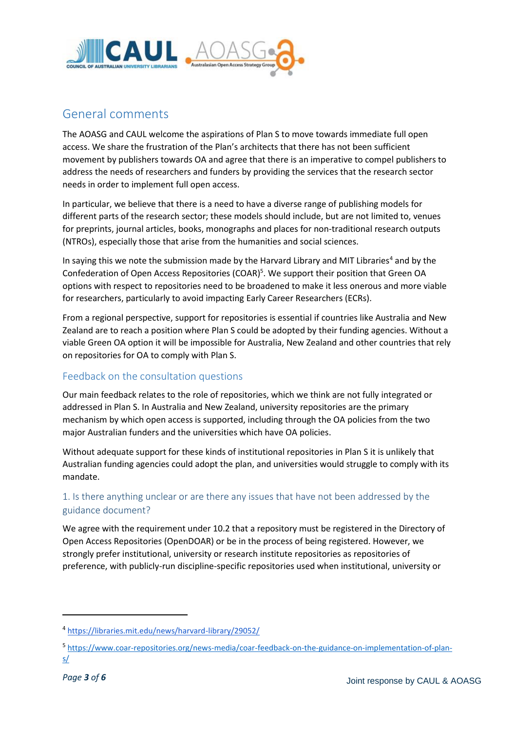## General comments

The AOASG and CAUL welcome the aspirations of Plan S to move towards immediate full open access. We share the frustration of the Plan's architects that there has not been sufficient movement by publishers towards OA and agree that there is an imperative to compel publishers to address the needs of researchers and funders by providing the services that the research sector needs in order to implement full open access.

In particular, we believe that there is a need to have a diverse range of publishing models for different parts of the research sector; these models should include, but are not limited to, venues for preprints, journal articles, books, monographs and places for non-traditional research outputs (NTROs), especially those that arise from the humanities and social sciences.

In saying this we note the submission made by the Harvard Library and MIT Libraries[4] and by the Confederation of Open Access Repositories (COAR)[5]. We support their position that Green OA options with respect to repositories need to be broadened to make it less onerous and more viable for researchers, particularly to avoid impacting Early Career Researchers (ECRs).

From a regional perspective, support for repositories is essential if countries like Australia and New Zealand are to reach a position where Plan S could be adopted by their funding agencies. Without a viable Green OA option it will be impossible for Australia, New Zealand and other countries that rely on repositories for OA to comply with Plan S.

### Feedback on the consultation questions

Our main feedback relates to the role of repositories, which we think are not fully integrated or addressed in Plan S. In Australia and New Zealand, university repositories are the primary mechanism by which open access is supported, including through the OA policies from the two major Australian funders and the universities which have OA policies.

Without adequate support for these kinds of institutional repositories in Plan S it is unlikely that Australian funding agencies could adopt the plan, and universities would struggle to comply with its mandate.

### 1. Is there anything unclear or are there any issues that have not been addressed by the guidance document?

We agree with the requirement under 10.2 that a repository must be registered in the Directory of Open Access Repositories (OpenDOAR) or be in the process of being registered. However, we strongly prefer institutional, university or research institute repositories as repositories of preference, with publicly-run discipline-specific repositories used when institutional, university or

---

[4] https://libraries.mit.edu/news/harvard-library/29052/

[5] https://www.coar-repositories.org/news-media/coar-feedback-on-the-guidance-on-implementation-of-plan-s/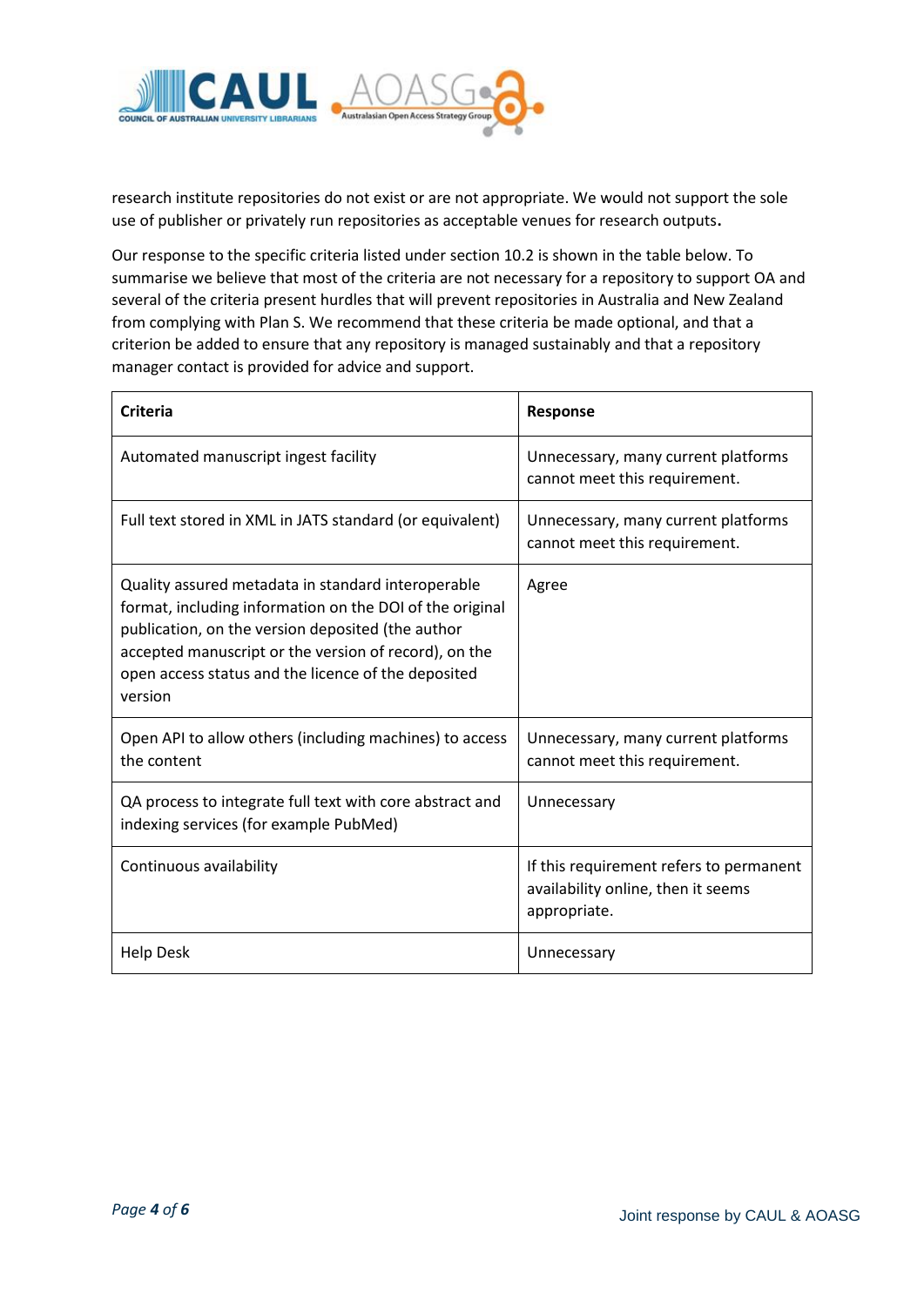research institute repositories do not exist or are not appropriate. We would not support the sole use of publisher or privately run repositories as acceptable venues for research outputs**.**

Our response to the specific criteria listed under section 10.2 is shown in the table below. To summarise we believe that most of the criteria are not necessary for a repository to support OA and several of the criteria present hurdles that will prevent repositories in Australia and New Zealand from complying with Plan S. We recommend that these criteria be made optional, and that a criterion be added to ensure that any repository is managed sustainably and that a repository manager contact is provided for advice and support.

| **Criteria** | **Response** |
| --- | --- |
| Automated manuscript ingest facility | Unnecessary, many current platforms cannot meet this requirement. |
| Full text stored in XML in JATS standard (or equivalent) | Unnecessary, many current platforms cannot meet this requirement. |
| Quality assured metadata in standard interoperable format, including information on the DOI of the original publication, on the version deposited (the author accepted manuscript or the version of record), on the open access status and the licence of the deposited version | Agree |
| Open API to allow others (including machines) to access the content | Unnecessary, many current platforms cannot meet this requirement. |
| QA process to integrate full text with core abstract and indexing services (for example PubMed) | Unnecessary |
| Continuous availability | If this requirement refers to permanent availability online, then it seems appropriate. |
| Help Desk | Unnecessary |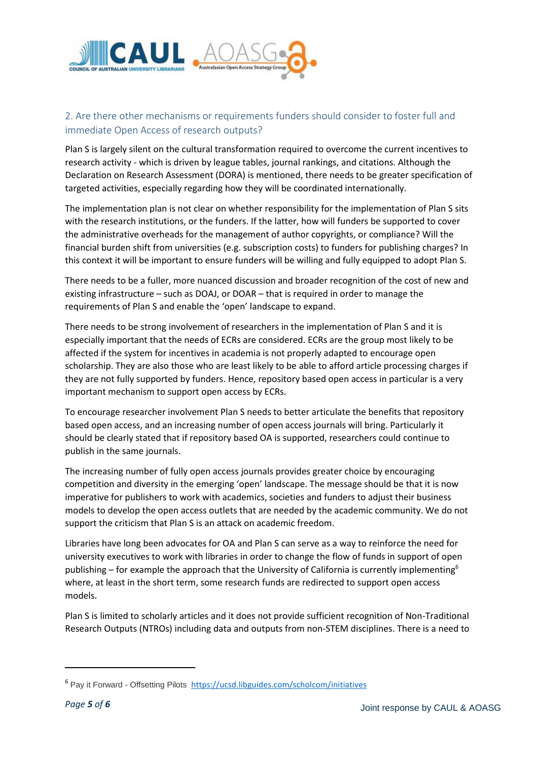## 2. Are there other mechanisms or requirements funders should consider to foster full and immediate Open Access of research outputs?

Plan S is largely silent on the cultural transformation required to overcome the current incentives to research activity - which is driven by league tables, journal rankings, and citations. Although the Declaration on Research Assessment (DORA) is mentioned, there needs to be greater specification of targeted activities, especially regarding how they will be coordinated internationally.

The implementation plan is not clear on whether responsibility for the implementation of Plan S sits with the research institutions, or the funders. If the latter, how will funders be supported to cover the administrative overheads for the management of author copyrights, or compliance? Will the financial burden shift from universities (e.g. subscription costs) to funders for publishing charges? In this context it will be important to ensure funders will be willing and fully equipped to adopt Plan S.

There needs to be a fuller, more nuanced discussion and broader recognition of the cost of new and existing infrastructure – such as DOAJ, or DOAR – that is required in order to manage the requirements of Plan S and enable the 'open' landscape to expand.

There needs to be strong involvement of researchers in the implementation of Plan S and it is especially important that the needs of ECRs are considered. ECRs are the group most likely to be affected if the system for incentives in academia is not properly adapted to encourage open scholarship. They are also those who are least likely to be able to afford article processing charges if they are not fully supported by funders. Hence, repository based open access in particular is a very important mechanism to support open access by ECRs.

To encourage researcher involvement Plan S needs to better articulate the benefits that repository based open access, and an increasing number of open access journals will bring. Particularly it should be clearly stated that if repository based OA is supported, researchers could continue to publish in the same journals.

The increasing number of fully open access journals provides greater choice by encouraging competition and diversity in the emerging 'open' landscape. The message should be that it is now imperative for publishers to work with academics, societies and funders to adjust their business models to develop the open access outlets that are needed by the academic community. We do not support the criticism that Plan S is an attack on academic freedom.

Libraries have long been advocates for OA and Plan S can serve as a way to reinforce the need for university executives to work with libraries in order to change the flow of funds in support of open publishing – for example the approach that the University of California is currently implementing[6] where, at least in the short term, some research funds are redirected to support open access models.

Plan S is limited to scholarly articles and it does not provide sufficient recognition of Non-Traditional Research Outputs (NTROs) including data and outputs from non-STEM disciplines. There is a need to

---

[6] Pay it Forward - Offsetting Pilots https://ucsd.libguides.com/scholcom/initiatives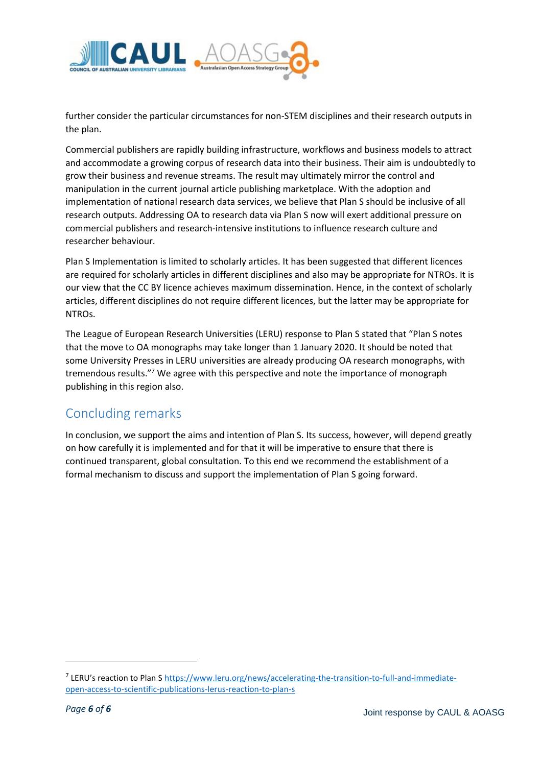further consider the particular circumstances for non-STEM disciplines and their research outputs in the plan.

Commercial publishers are rapidly building infrastructure, workflows and business models to attract and accommodate a growing corpus of research data into their business. Their aim is undoubtedly to grow their business and revenue streams. The result may ultimately mirror the control and manipulation in the current journal article publishing marketplace. With the adoption and implementation of national research data services, we believe that Plan S should be inclusive of all research outputs. Addressing OA to research data via Plan S now will exert additional pressure on commercial publishers and research-intensive institutions to influence research culture and researcher behaviour.

Plan S Implementation is limited to scholarly articles. It has been suggested that different licences are required for scholarly articles in different disciplines and also may be appropriate for NTROs. It is our view that the CC BY licence achieves maximum dissemination. Hence, in the context of scholarly articles, different disciplines do not require different licences, but the latter may be appropriate for NTROs.

The League of European Research Universities (LERU) response to Plan S stated that "Plan S notes that the move to OA monographs may take longer than 1 January 2020. It should be noted that some University Presses in LERU universities are already producing OA research monographs, with tremendous results."[7] We agree with this perspective and note the importance of monograph publishing in this region also.

## Concluding remarks

In conclusion, we support the aims and intention of Plan S. Its success, however, will depend greatly on how carefully it is implemented and for that it will be imperative to ensure that there is continued transparent, global consultation. To this end we recommend the establishment of a formal mechanism to discuss and support the implementation of Plan S going forward.

---

[7] LERU's reaction to Plan S https://www.leru.org/news/accelerating-the-transition-to-full-and-immediate-open-access-to-scientific-publications-lerus-reaction-to-plan-s